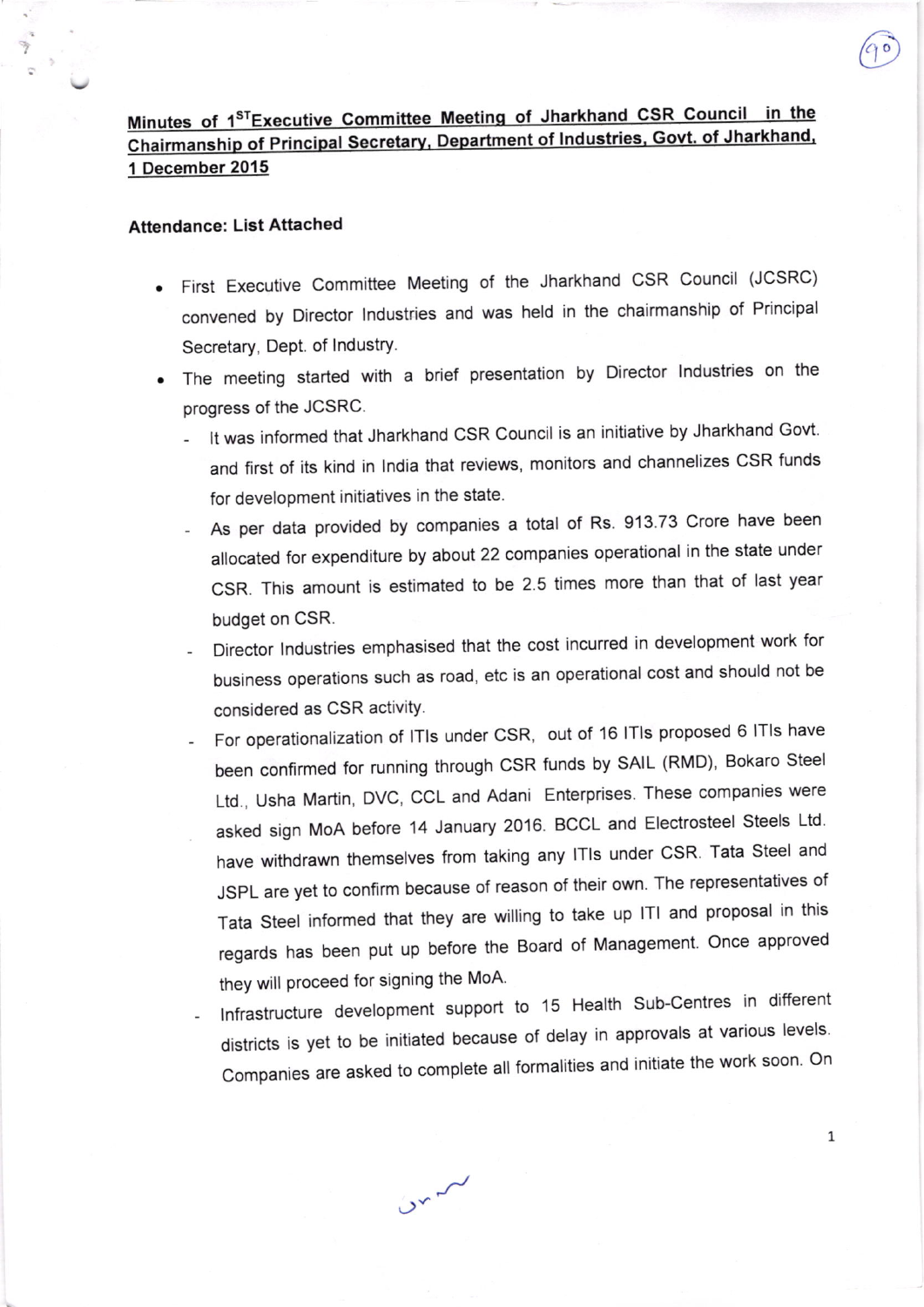## Minutes of 1ST Executive Committee Meeting of Jharkhand CSR Council in the Chairmanship of Principal Secretary, Department of Industries, Govt. of Jharkhand, 1 December 2015

**Attendance: List Attached**

- First Executive Committee Meeting of the Jharkhand CSR Council (JCSRC) convened by Director Industries and was held in the chairmanship of Principal Secretary, Dept. of Industry.
- The meeting started with a brief presentation by Director Industries on the progress of the JCSRC.
  - It was informed that Jharkhand CSR Council is an initiative by Jharkhand Govt. and first of its kind in India that reviews, monitors and channelizes CSR funds for development initiatives in the state.
  - As per data provided by companies a total of Rs. 913.73 Crore have been allocated for expenditure by about 22 companies operational in the state under CSR. This amount is estimated to be 2.5 times more than that of last year budget on CSR.
  - Director Industries emphasised that the cost incurred in development work for business operations such as road, etc is an operational cost and should not be considered as CSR activity.
  - For operationalization of ITIs under CSR, out of 16 ITIs proposed 6 ITIs have been confirmed for running through CSR funds by SAIL (RMD), Bokaro Steel Ltd., Usha Martin, DVC, CCL and Adani Enterprises. These companies were asked sign MoA before 14 January 2016. BCCL and Electrosteel Steels Ltd. have withdrawn themselves from taking any ITIs under CSR. Tata Steel and JSPL are yet to confirm because of reason of their own. The representatives of Tata Steel informed that they are willing to take up ITI and proposal in this regards has been put up before the Board of Management. Once approved they will proceed for signing the MoA.
  - Infrastructure development support to 15 Health Sub-Centres in different districts is yet to be initiated because of delay in approvals at various levels. Companies are asked to complete all formalities and initiate the work soon. On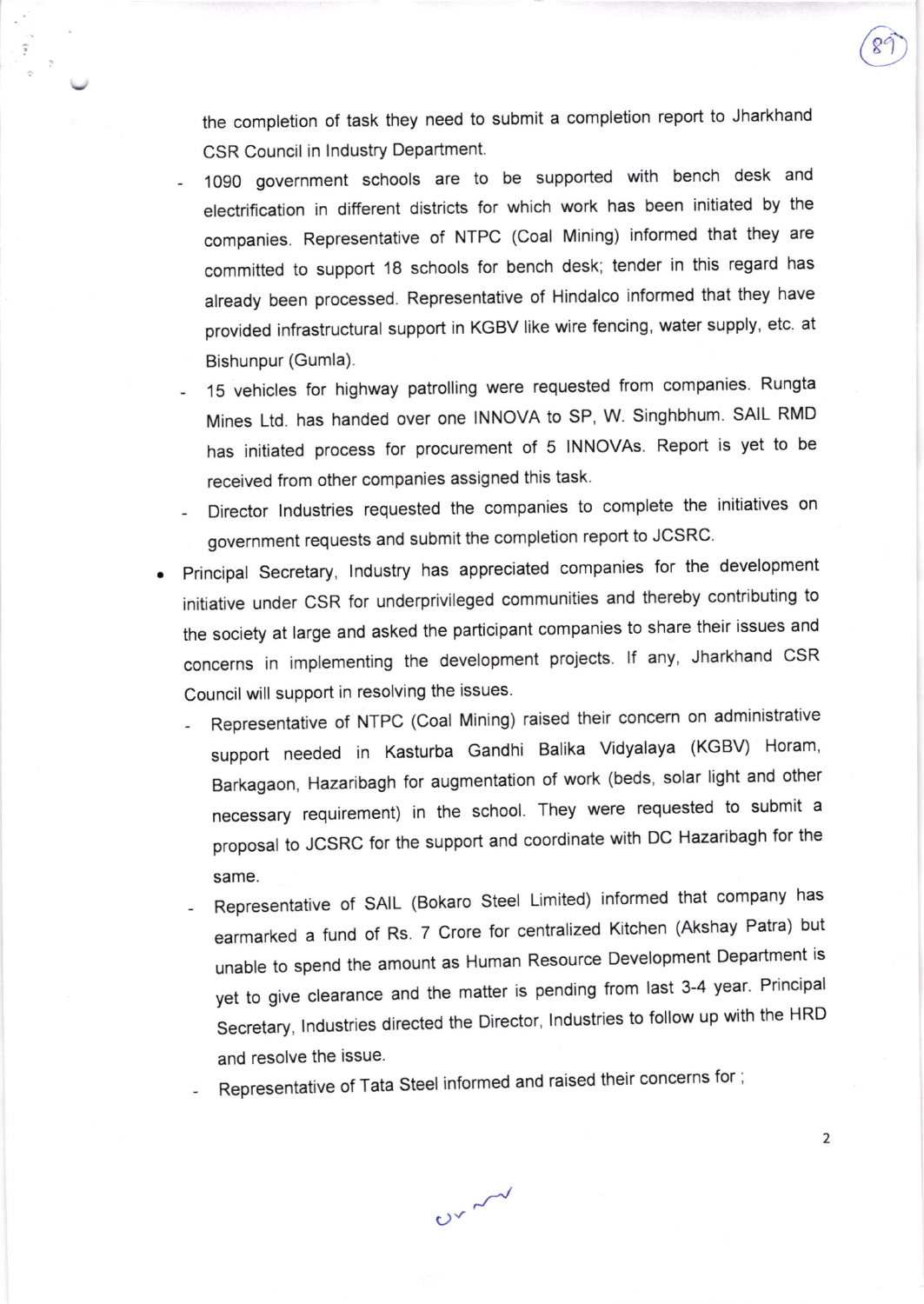the completion of task they need to submit a completion report to Jharkhand CSR Council in Industry Department.

- 1090 government schools are to be supported with bench desk and electrification in different districts for which work has been initiated by the companies. Representative of NTPC (Coal Mining) informed that they are committed to support 18 schools for bench desk; tender in this regard has already been processed. Representative of Hindalco informed that they have provided infrastructural support in KGBV like wire fencing, water supply, etc. at Bishunpur (Gumla).
- 15 vehicles for highway patrolling were requested from companies. Rungta Mines Ltd. has handed over one INNOVA to SP, W. Singhbhum. SAIL RMD has initiated process for procurement of 5 INNOVAs. Report is yet to be received from other companies assigned this task.
- Director Industries requested the companies to complete the initiatives on government requests and submit the completion report to JCSRC.

- Principal Secretary, Industry has appreciated companies for the development initiative under CSR for underprivileged communities and thereby contributing to the society at large and asked the participant companies to share their issues and concerns in implementing the development projects. If any, Jharkhand CSR Council will support in resolving the issues.
  - Representative of NTPC (Coal Mining) raised their concern on administrative support needed in Kasturba Gandhi Balika Vidyalaya (KGBV) Horam, Barkagaon, Hazaribagh for augmentation of work (beds, solar light and other necessary requirement) in the school. They were requested to submit a proposal to JCSRC for the support and coordinate with DC Hazaribagh for the same.
  - Representative of SAIL (Bokaro Steel Limited) informed that company has earmarked a fund of Rs. 7 Crore for centralized Kitchen (Akshay Patra) but unable to spend the amount as Human Resource Development Department is yet to give clearance and the matter is pending from last 3-4 year. Principal Secretary, Industries directed the Director, Industries to follow up with the HRD and resolve the issue.
  - Representative of Tata Steel informed and raised their concerns for ;